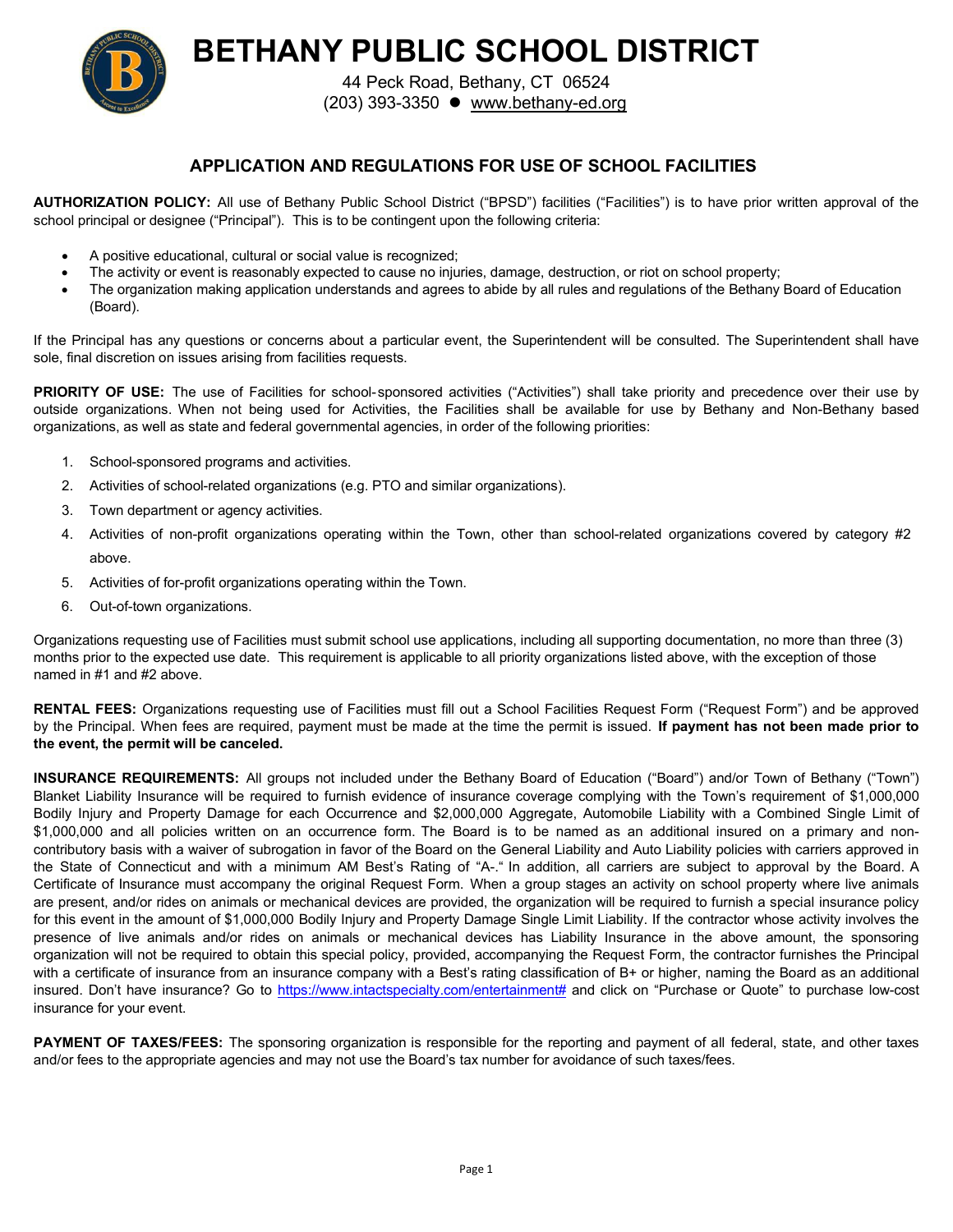# BETHANY PUBLIC SCHOOL DISTRICT

44 Peck Road, Bethany, CT 06524
(203) 393-3350 ● www.bethany-ed.org

## APPLICATION AND REGULATIONS FOR USE OF SCHOOL FACILITIES

**AUTHORIZATION POLICY:** All use of Bethany Public School District ("BPSD") facilities ("Facilities") is to have prior written approval of the school principal or designee ("Principal"). This is to be contingent upon the following criteria:

- A positive educational, cultural or social value is recognized;
- The activity or event is reasonably expected to cause no injuries, damage, destruction, or riot on school property;
- The organization making application understands and agrees to abide by all rules and regulations of the Bethany Board of Education (Board).

If the Principal has any questions or concerns about a particular event, the Superintendent will be consulted. The Superintendent shall have sole, final discretion on issues arising from facilities requests.

**PRIORITY OF USE:** The use of Facilities for school-sponsored activities ("Activities") shall take priority and precedence over their use by outside organizations. When not being used for Activities, the Facilities shall be available for use by Bethany and Non-Bethany based organizations, as well as state and federal governmental agencies, in order of the following priorities:

1. School-sponsored programs and activities.
2. Activities of school-related organizations (e.g. PTO and similar organizations).
3. Town department or agency activities.
4. Activities of non-profit organizations operating within the Town, other than school-related organizations covered by category #2 above.
5. Activities of for-profit organizations operating within the Town.
6. Out-of-town organizations.

Organizations requesting use of Facilities must submit school use applications, including all supporting documentation, no more than three (3) months prior to the expected use date. This requirement is applicable to all priority organizations listed above, with the exception of those named in #1 and #2 above.

**RENTAL FEES:** Organizations requesting use of Facilities must fill out a School Facilities Request Form ("Request Form") and be approved by the Principal. When fees are required, payment must be made at the time the permit is issued. **If payment has not been made prior to the event, the permit will be canceled.**

**INSURANCE REQUIREMENTS:** All groups not included under the Bethany Board of Education ("Board") and/or Town of Bethany ("Town") Blanket Liability Insurance will be required to furnish evidence of insurance coverage complying with the Town's requirement of $1,000,000 Bodily Injury and Property Damage for each Occurrence and $2,000,000 Aggregate, Automobile Liability with a Combined Single Limit of $1,000,000 and all policies written on an occurrence form. The Board is to be named as an additional insured on a primary and non-contributory basis with a waiver of subrogation in favor of the Board on the General Liability and Auto Liability policies with carriers approved in the State of Connecticut and with a minimum AM Best's Rating of "A-." In addition, all carriers are subject to approval by the Board. A Certificate of Insurance must accompany the original Request Form. When a group stages an activity on school property where live animals are present, and/or rides on animals or mechanical devices are provided, the organization will be required to furnish a special insurance policy for this event in the amount of $1,000,000 Bodily Injury and Property Damage Single Limit Liability. If the contractor whose activity involves the presence of live animals and/or rides on animals or mechanical devices has Liability Insurance in the above amount, the sponsoring organization will not be required to obtain this special policy, provided, accompanying the Request Form, the contractor furnishes the Principal with a certificate of insurance from an insurance company with a Best's rating classification of B+ or higher, naming the Board as an additional insured. Don't have insurance? Go to https://www.intactspecialty.com/entertainment# and click on "Purchase or Quote" to purchase low-cost insurance for your event.

**PAYMENT OF TAXES/FEES:** The sponsoring organization is responsible for the reporting and payment of all federal, state, and other taxes and/or fees to the appropriate agencies and may not use the Board's tax number for avoidance of such taxes/fees.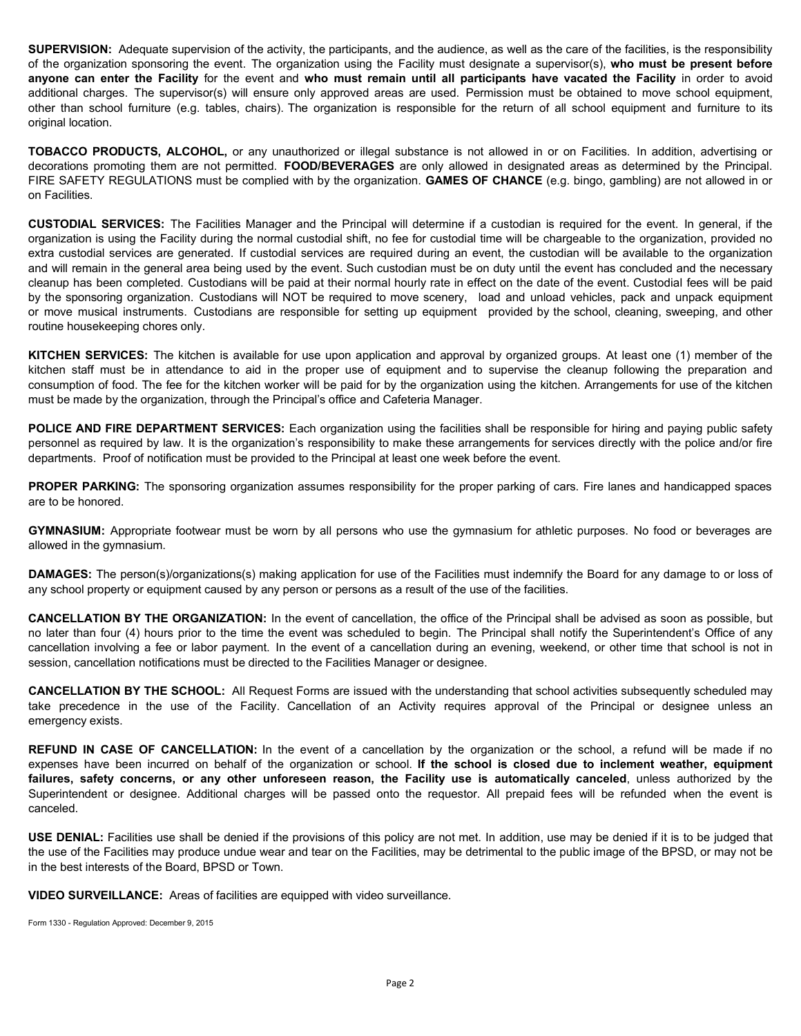**SUPERVISION:** Adequate supervision of the activity, the participants, and the audience, as well as the care of the facilities, is the responsibility of the organization sponsoring the event. The organization using the Facility must designate a supervisor(s), **who must be present before anyone can enter the Facility** for the event and **who must remain until all participants have vacated the Facility** in order to avoid additional charges. The supervisor(s) will ensure only approved areas are used. Permission must be obtained to move school equipment, other than school furniture (e.g. tables, chairs). The organization is responsible for the return of all school equipment and furniture to its original location.

**TOBACCO PRODUCTS, ALCOHOL,** or any unauthorized or illegal substance is not allowed in or on Facilities. In addition, advertising or decorations promoting them are not permitted. **FOOD/BEVERAGES** are only allowed in designated areas as determined by the Principal. FIRE SAFETY REGULATIONS must be complied with by the organization. **GAMES OF CHANCE** (e.g. bingo, gambling) are not allowed in or on Facilities.

**CUSTODIAL SERVICES:** The Facilities Manager and the Principal will determine if a custodian is required for the event. In general, if the organization is using the Facility during the normal custodial shift, no fee for custodial time will be chargeable to the organization, provided no extra custodial services are generated. If custodial services are required during an event, the custodian will be available to the organization and will remain in the general area being used by the event. Such custodian must be on duty until the event has concluded and the necessary cleanup has been completed. Custodians will be paid at their normal hourly rate in effect on the date of the event. Custodial fees will be paid by the sponsoring organization. Custodians will NOT be required to move scenery, load and unload vehicles, pack and unpack equipment or move musical instruments. Custodians are responsible for setting up equipment provided by the school, cleaning, sweeping, and other routine housekeeping chores only.

**KITCHEN SERVICES:** The kitchen is available for use upon application and approval by organized groups. At least one (1) member of the kitchen staff must be in attendance to aid in the proper use of equipment and to supervise the cleanup following the preparation and consumption of food. The fee for the kitchen worker will be paid for by the organization using the kitchen. Arrangements for use of the kitchen must be made by the organization, through the Principal's office and Cafeteria Manager.

**POLICE AND FIRE DEPARTMENT SERVICES:** Each organization using the facilities shall be responsible for hiring and paying public safety personnel as required by law. It is the organization's responsibility to make these arrangements for services directly with the police and/or fire departments. Proof of notification must be provided to the Principal at least one week before the event.

**PROPER PARKING:** The sponsoring organization assumes responsibility for the proper parking of cars. Fire lanes and handicapped spaces are to be honored.

**GYMNASIUM:** Appropriate footwear must be worn by all persons who use the gymnasium for athletic purposes. No food or beverages are allowed in the gymnasium.

**DAMAGES:** The person(s)/organizations(s) making application for use of the Facilities must indemnify the Board for any damage to or loss of any school property or equipment caused by any person or persons as a result of the use of the facilities.

**CANCELLATION BY THE ORGANIZATION:** In the event of cancellation, the office of the Principal shall be advised as soon as possible, but no later than four (4) hours prior to the time the event was scheduled to begin. The Principal shall notify the Superintendent's Office of any cancellation involving a fee or labor payment. In the event of a cancellation during an evening, weekend, or other time that school is not in session, cancellation notifications must be directed to the Facilities Manager or designee.

**CANCELLATION BY THE SCHOOL:** All Request Forms are issued with the understanding that school activities subsequently scheduled may take precedence in the use of the Facility. Cancellation of an Activity requires approval of the Principal or designee unless an emergency exists.

**REFUND IN CASE OF CANCELLATION:** In the event of a cancellation by the organization or the school, a refund will be made if no expenses have been incurred on behalf of the organization or school. **If the school is closed due to inclement weather, equipment failures, safety concerns, or any other unforeseen reason, the Facility use is automatically canceled**, unless authorized by the Superintendent or designee. Additional charges will be passed onto the requestor. All prepaid fees will be refunded when the event is canceled.

**USE DENIAL:** Facilities use shall be denied if the provisions of this policy are not met. In addition, use may be denied if it is to be judged that the use of the Facilities may produce undue wear and tear on the Facilities, may be detrimental to the public image of the BPSD, or may not be in the best interests of the Board, BPSD or Town.

**VIDEO SURVEILLANCE:** Areas of facilities are equipped with video surveillance.

Form 1330 - Regulation Approved: December 9, 2015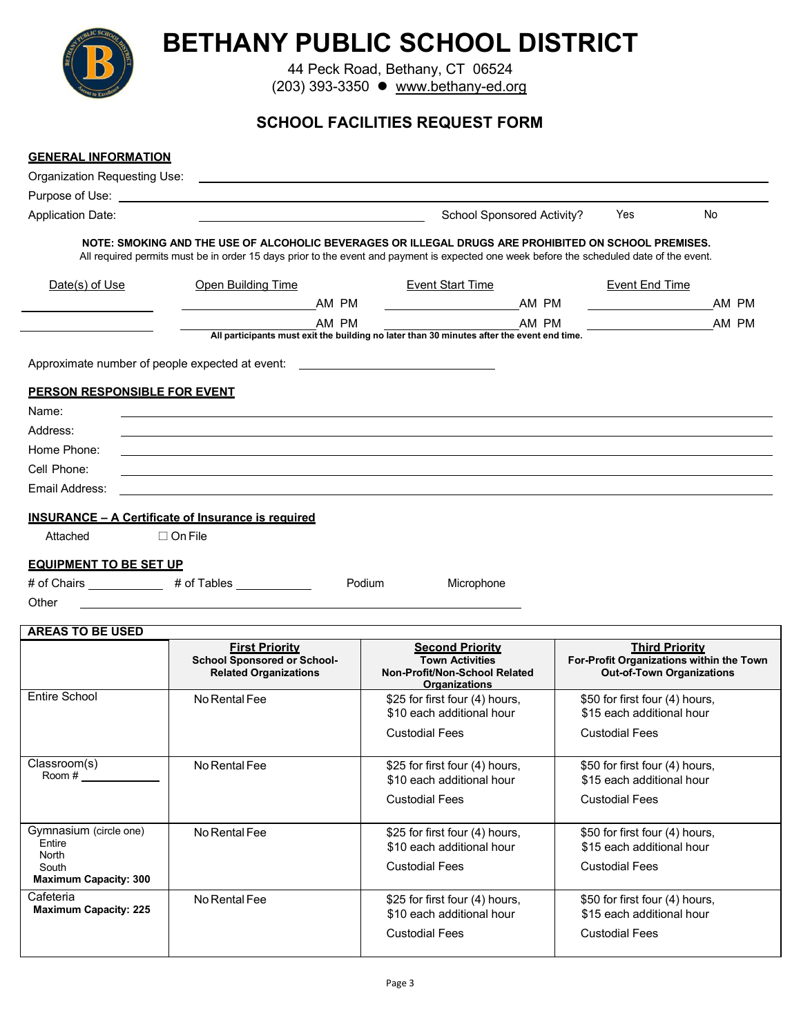# BETHANY PUBLIC SCHOOL DISTRICT

44 Peck Road, Bethany, CT 06524
(203) 393-3350 ● www.bethany-ed.org

## SCHOOL FACILITIES REQUEST FORM

### GENERAL INFORMATION

Organization Requesting Use: ______________________________

Purpose of Use: ______________________________

Application Date: ______________________________ School Sponsored Activity? Yes No

**NOTE: SMOKING AND THE USE OF ALCOHOLIC BEVERAGES OR ILLEGAL DRUGS ARE PROHIBITED ON SCHOOL PREMISES.**
All required permits must be in order 15 days prior to the event and payment is expected one week before the scheduled date of the event.

| Date(s) of Use | Open Building Time | Event Start Time | Event End Time |
|---|---|---|---|
| ____________ | ____________ AM PM | ____________ AM PM | ____________ AM PM |
| ____________ | ____________ AM PM | ____________ AM PM | ____________ AM PM |

**All participants must exit the building no later than 30 minutes after the event end time.**

Approximate number of people expected at event: ______________________________

### PERSON RESPONSIBLE FOR EVENT

Name: ______________________________

Address: ______________________________

Home Phone: ______________________________

Cell Phone: ______________________________

Email Address: ______________________________

### INSURANCE – A Certificate of Insurance is required

Attached ☐ On File

### EQUIPMENT TO BE SET UP

# of Chairs ____________ # of Tables ____________ Podium Microphone

Other ______________________________

| AREAS TO BE USED | **First Priority**<br>**School Sponsored or School-Related Organizations** | **Second Priority**<br>**Town Activities**<br>**Non-Profit/Non-School Related Organizations** | **Third Priority**<br>**For-Profit Organizations within the Town**<br>**Out-of-Town Organizations** |
|---|---|---|---|
| Entire School | No Rental Fee | $25 for first four (4) hours, $10 each additional hour<br>Custodial Fees | $50 for first four (4) hours, $15 each additional hour<br>Custodial Fees |
| Classroom(s)<br>Room # ____________ | No Rental Fee | $25 for first four (4) hours, $10 each additional hour<br>Custodial Fees | $50 for first four (4) hours, $15 each additional hour<br>Custodial Fees |
| Gymnasium (circle one)<br>Entire<br>North<br>South<br>**Maximum Capacity: 300** | No Rental Fee | $25 for first four (4) hours, $10 each additional hour<br>Custodial Fees | $50 for first four (4) hours, $15 each additional hour<br>Custodial Fees |
| Cafeteria<br>**Maximum Capacity: 225** | No Rental Fee | $25 for first four (4) hours, $10 each additional hour<br>Custodial Fees | $50 for first four (4) hours, $15 each additional hour<br>Custodial Fees |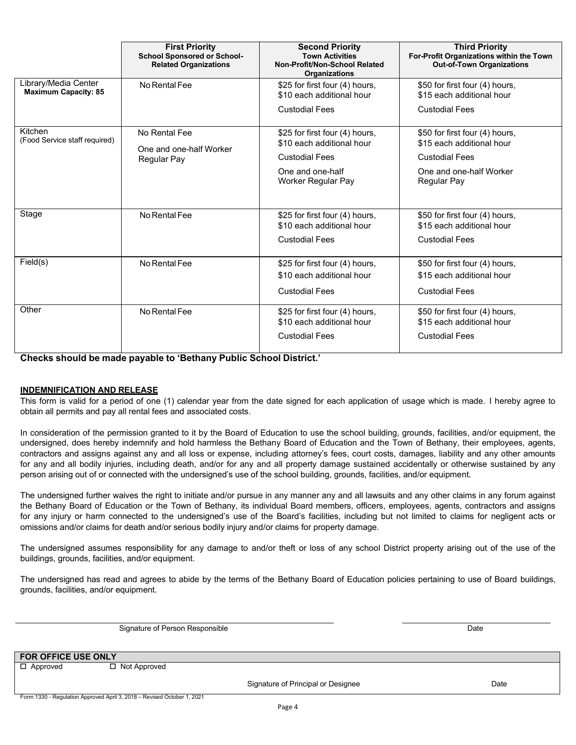| | **First Priority** School Sponsored or School-Related Organizations | **Second Priority** Town Activities Non-Profit/Non-School Related Organizations | **Third Priority** For-Profit Organizations within the Town Out-of-Town Organizations |
|---|---|---|---|
| Library/Media Center **Maximum Capacity: 85** | No Rental Fee | $25 for first four (4) hours, $10 each additional hour<br><br>Custodial Fees | $50 for first four (4) hours, $15 each additional hour<br><br>Custodial Fees |
| Kitchen (Food Service staff required) | No Rental Fee<br><br>One and one-half Worker Regular Pay | $25 for first four (4) hours, $10 each additional hour<br><br>Custodial Fees<br><br>One and one-half Worker Regular Pay | $50 for first four (4) hours, $15 each additional hour<br><br>Custodial Fees<br><br>One and one-half Worker Regular Pay |
| Stage | No Rental Fee | $25 for first four (4) hours, $10 each additional hour<br><br>Custodial Fees | $50 for first four (4) hours, $15 each additional hour<br><br>Custodial Fees |
| Field(s) | No Rental Fee | $25 for first four (4) hours,<br>$10 each additional hour<br><br>Custodial Fees | $50 for first four (4) hours,<br>$15 each additional hour<br><br>Custodial Fees |
| Other | No Rental Fee | $25 for first four (4) hours, $10 each additional hour<br><br>Custodial Fees | $50 for first four (4) hours, $15 each additional hour<br><br>Custodial Fees |

**Checks should be made payable to 'Bethany Public School District.'**

## INDEMNIFICATION AND RELEASE

This form is valid for a period of one (1) calendar year from the date signed for each application of usage which is made. I hereby agree to obtain all permits and pay all rental fees and associated costs.

In consideration of the permission granted to it by the Board of Education to use the school building, grounds, facilities, and/or equipment, the undersigned, does hereby indemnify and hold harmless the Bethany Board of Education and the Town of Bethany, their employees, agents, contractors and assigns against any and all loss or expense, including attorney's fees, court costs, damages, liability and any other amounts for any and all bodily injuries, including death, and/or for any and all property damage sustained accidentally or otherwise sustained by any person arising out of or connected with the undersigned's use of the school building, grounds, facilities, and/or equipment.

The undersigned further waives the right to initiate and/or pursue in any manner any and all lawsuits and any other claims in any forum against the Bethany Board of Education or the Town of Bethany, its individual Board members, officers, employees, agents, contractors and assigns for any injury or harm connected to the undersigned's use of the Board's facilities, including but not limited to claims for negligent acts or omissions and/or claims for death and/or serious bodily injury and/or claims for property damage.

The undersigned assumes responsibility for any damage to and/or theft or loss of any school District property arising out of the use of the buildings, grounds, facilities, and/or equipment.

The undersigned has read and agrees to abide by the terms of the Bethany Board of Education policies pertaining to use of Board buildings, grounds, facilities, and/or equipment.

Signature of Person Responsible ____________________ Date ____________

**FOR OFFICE USE ONLY**

☐ Approved ☐ Not Approved

Signature of Principal or Designee ____________________ Date ____________

Form 1330 - Regulation Approved April 3, 2018 – Revised October 1, 2021